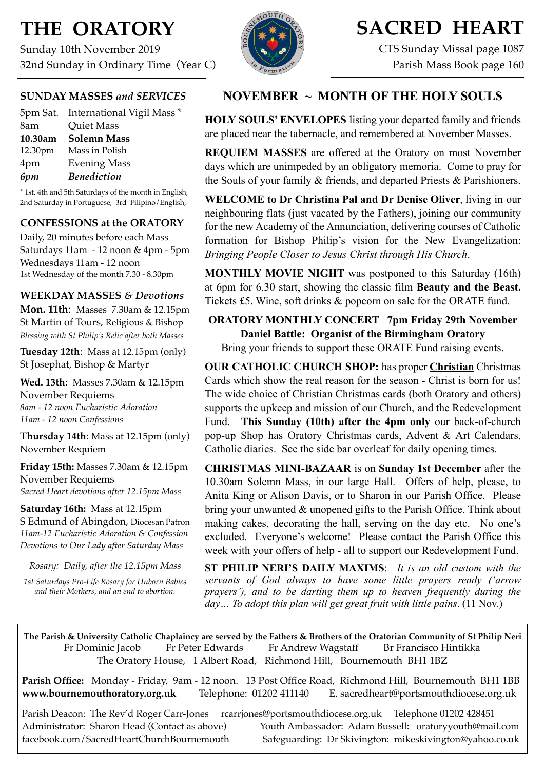# THE ORATORY

Sunday 10th November 2019
32nd Sunday in Ordinary Time (Year C)

# SACRED HEART

CTS Sunday Missal page 1087
Parish Mass Book page 160

## SUNDAY MASSES *and SERVICES*

| | |
|---|---|
| 5pm Sat. | International Vigil Mass * |
| 8am | Quiet Mass |
| **10.30am** | **Solemn Mass** |
| 12.30pm | Mass in Polish |
| 4pm | Evening Mass |
| ***6pm*** | ***Benediction*** |

* 1st, 4th and 5th Saturdays of the month in English, 2nd Saturday in Portuguese, 3rd Filipino/English,

## CONFESSIONS at the ORATORY

Daily, 20 minutes before each Mass
Saturdays 11am - 12 noon & 4pm - 5pm
Wednesdays 11am - 12 noon
1st Wednesday of the month 7.30 - 8.30pm

## WEEKDAY MASSES *& Devotions*

**Mon. 11th**: Masses 7.30am & 12.15pm
St Martin of Tours, Religious & Bishop
*Blessing with St Philip's Relic after both Masses*

**Tuesday 12th**: Mass at 12.15pm (only)
St Josephat, Bishop & Martyr

**Wed. 13th**: Masses 7.30am & 12.15pm
November Requiems
*8am - 12 noon Eucharistic Adoration*
*11am - 12 noon Confessions*

**Thursday 14th**: Mass at 12.15pm (only)
November Requiem

**Friday 15th:** Masses 7.30am & 12.15pm
November Requiems
*Sacred Heart devotions after 12.15pm Mass*

**Saturday 16th:** Mass at 12.15pm
S Edmund of Abingdon, Diocesan Patron
*11am-12 Eucharistic Adoration & Confession*
*Devotions to Our Lady after Saturday Mass*

*Rosary: Daily, after the 12.15pm Mass*

*1st Saturdays Pro-Life Rosary for Unborn Babies and their Mothers, and an end to abortion.*

## NOVEMBER ~ MONTH OF THE HOLY SOULS

**HOLY SOULS' ENVELOPES** listing your departed family and friends are placed near the tabernacle, and remembered at November Masses.

**REQUIEM MASSES** are offered at the Oratory on most November days which are unimpeded by an obligatory memoria. Come to pray for the Souls of your family & friends, and departed Priests & Parishioners.

**WELCOME to Dr Christina Pal and Dr Denise Oliver**, living in our neighbouring flats (just vacated by the Fathers), joining our community for the new Academy of the Annunciation, delivering courses of Catholic formation for Bishop Philip's vision for the New Evangelization: *Bringing People Closer to Jesus Christ through His Church*.

**MONTHLY MOVIE NIGHT** was postponed to this Saturday (16th) at 6pm for 6.30 start, showing the classic film **Beauty and the Beast.** Tickets £5. Wine, soft drinks & popcorn on sale for the ORATE fund.

**ORATORY MONTHLY CONCERT 7pm Friday 29th November**
**Daniel Battle: Organist of the Birmingham Oratory**
Bring your friends to support these ORATE Fund raising events.

**OUR CATHOLIC CHURCH SHOP:** has proper **Christian** Christmas Cards which show the real reason for the season - Christ is born for us! The wide choice of Christian Christmas cards (both Oratory and others) supports the upkeep and mission of our Church, and the Redevelopment Fund. **This Sunday (10th) after the 4pm only** our back-of-church pop-up Shop has Oratory Christmas cards, Advent & Art Calendars, Catholic diaries. See the side bar overleaf for daily opening times.

**CHRISTMAS MINI-BAZAAR** is on **Sunday 1st December** after the 10.30am Solemn Mass, in our large Hall. Offers of help, please, to Anita King or Alison Davis, or to Sharon in our Parish Office. Please bring your unwanted & unopened gifts to the Parish Office. Think about making cakes, decorating the hall, serving on the day etc. No one's excluded. Everyone's welcome! Please contact the Parish Office this week with your offers of help - all to support our Redevelopment Fund.

**ST PHILIP NERI'S DAILY MAXIMS**: *It is an old custom with the servants of God always to have some little prayers ready ('arrow prayers'), and to be darting them up to heaven frequently during the day… To adopt this plan will get great fruit with little pains*. (11 Nov.)

---

**The Parish & University Catholic Chaplaincy are served by the Fathers & Brothers of the Oratorian Community of St Philip Neri**
Fr Dominic Jacob    Fr Peter Edwards    Fr Andrew Wagstaff    Br Francisco Hintikka
The Oratory House, 1 Albert Road, Richmond Hill, Bournemouth BH1 1BZ

**Parish Office:** Monday - Friday, 9am - 12 noon. 13 Post Office Road, Richmond Hill, Bournemouth BH1 1BB
**www.bournemouthoratory.org.uk**    Telephone: 01202 411140    E. sacredheart@portsmouthdiocese.org.uk

Parish Deacon: The Rev'd Roger Carr-Jones    rcarrjones@portsmouthdiocese.org.uk    Telephone 01202 428451
Administrator: Sharon Head (Contact as above)    Youth Ambassador: Adam Bussell: oratoryyouth@mail.com
facebook.com/SacredHeartChurchBournemouth    Safeguarding: Dr Skivington: mikeskivington@yahoo.co.uk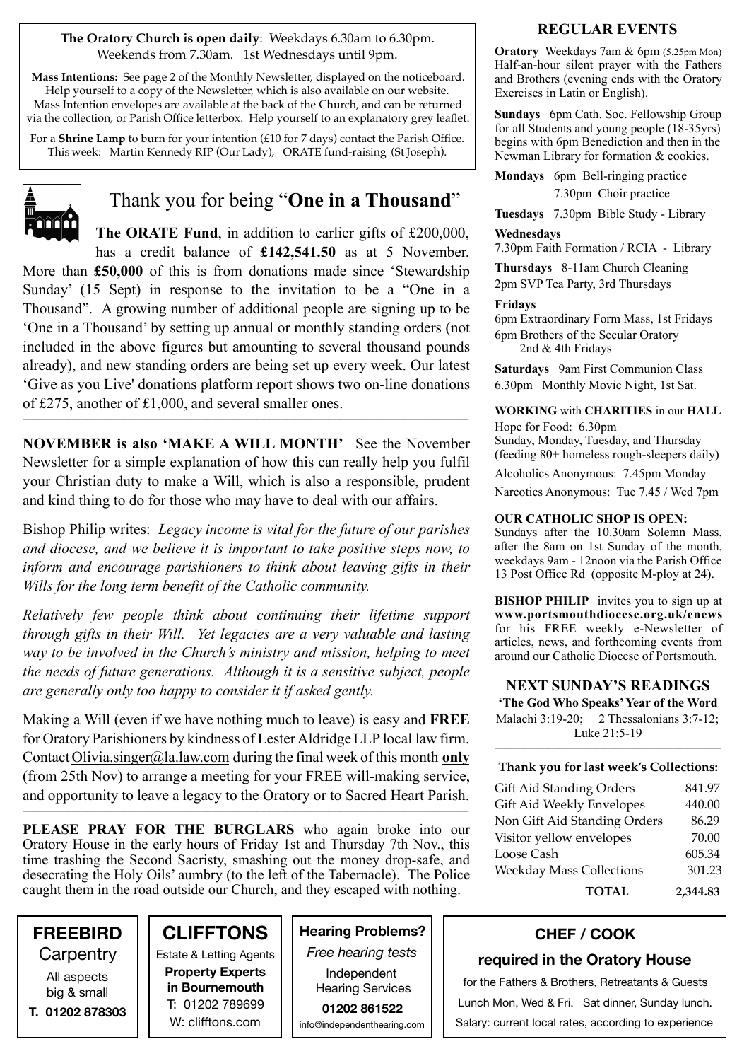**The Oratory Church is open daily**: Weekdays 6.30am to 6.30pm. Weekends from 7.30am. 1st Wednesdays until 9pm.

**Mass Intentions:** See page 2 of the Monthly Newsletter, displayed on the noticeboard. Help yourself to a copy of the Newsletter, which is also available on our website. Mass Intention envelopes are available at the back of the Church, and can be returned via the collection, or Parish Office letterbox. Help yourself to an explanatory grey leaflet.

For a **Shrine Lamp** to burn for your intention (£10 for 7 days) contact the Parish Office. This week: Martin Kennedy RIP (Our Lady), ORATE fund-raising (St Joseph).

## Thank you for being "**One in a Thousand**"

**The ORATE Fund**, in addition to earlier gifts of £200,000, has a credit balance of **£142,541.50** as at 5 November. More than **£50,000** of this is from donations made since 'Stewardship Sunday' (15 Sept) in response to the invitation to be a "One in a Thousand". A growing number of additional people are signing up to be 'One in a Thousand' by setting up annual or monthly standing orders (not included in the above figures but amounting to several thousand pounds already), and new standing orders are being set up every week. Our latest 'Give as you Live' donations platform report shows two on-line donations of £275, another of £1,000, and several smaller ones.

**NOVEMBER is also 'MAKE A WILL MONTH'** See the November Newsletter for a simple explanation of how this can really help you fulfil your Christian duty to make a Will, which is also a responsible, prudent and kind thing to do for those who may have to deal with our affairs.

Bishop Philip writes: *Legacy income is vital for the future of our parishes and diocese, and we believe it is important to take positive steps now, to inform and encourage parishioners to think about leaving gifts in their Wills for the long term benefit of the Catholic community.*

*Relatively few people think about continuing their lifetime support through gifts in their Will. Yet legacies are a very valuable and lasting way to be involved in the Church's ministry and mission, helping to meet the needs of future generations. Although it is a sensitive subject, people are generally only too happy to consider it if asked gently.*

Making a Will (even if we have nothing much to leave) is easy and **FREE** for Oratory Parishioners by kindness of Lester Aldridge LLP local law firm. Contact Olivia.singer@la.law.com during the final week of this month **only** (from 25th Nov) to arrange a meeting for your FREE will-making service, and opportunity to leave a legacy to the Oratory or to Sacred Heart Parish.

**PLEASE PRAY FOR THE BURGLARS** who again broke into our Oratory House in the early hours of Friday 1st and Thursday 7th Nov., this time trashing the Second Sacristy, smashing out the money drop-safe, and desecrating the Holy Oils' aumbry (to the left of the Tabernacle). The Police caught them in the road outside our Church, and they escaped with nothing.

### REGULAR EVENTS

**Oratory** Weekdays 7am & 6pm (5.25pm Mon) Half-an-hour silent prayer with the Fathers and Brothers (evening ends with the Oratory Exercises in Latin or English).

**Sundays** 6pm Cath. Soc. Fellowship Group for all Students and young people (18-35yrs) begins with 6pm Benediction and then in the Newman Library for formation & cookies.

**Mondays** 6pm Bell-ringing practice
7.30pm Choir practice

**Tuesdays** 7.30pm Bible Study - Library

**Wednesdays**
7.30pm Faith Formation / RCIA - Library

**Thursdays** 8-11am Church Cleaning
2pm SVP Tea Party, 3rd Thursdays

**Fridays**
6pm Extraordinary Form Mass, 1st Fridays
6pm Brothers of the Secular Oratory 2nd & 4th Fridays

**Saturdays** 9am First Communion Class
6.30pm Monthly Movie Night, 1st Sat.

**WORKING** with **CHARITIES** in our **HALL**

Hope for Food: 6.30pm
Sunday, Monday, Tuesday, and Thursday (feeding 80+ homeless rough-sleepers daily)

Alcoholics Anonymous: 7.45pm Monday

Narcotics Anonymous: Tue 7.45 / Wed 7pm

**OUR CATHOLIC SHOP IS OPEN:**
Sundays after the 10.30am Solemn Mass, after the 8am on 1st Sunday of the month, weekdays 9am - 12noon via the Parish Office 13 Post Office Rd (opposite M-ploy at 24).

**BISHOP PHILIP** invites you to sign up at **www.portsmouthdiocese.org.uk/enews** for his FREE weekly e-Newsletter of articles, news, and forthcoming events from around our Catholic Diocese of Portsmouth.

### NEXT SUNDAY'S READINGS

**'The God Who Speaks' Year of the Word**
Malachi 3:19-20; 2 Thessalonians 3:7-12; Luke 21:5-19

**Thank you for last week's Collections:**

| | |
|---|---|
| Gift Aid Standing Orders | 841.97 |
| Gift Aid Weekly Envelopes | 440.00 |
| Non Gift Aid Standing Orders | 86.29 |
| Visitor yellow envelopes | 70.00 |
| Loose Cash | 605.34 |
| Weekday Mass Collections | 301.23 |
| **TOTAL** | **2,344.83** |

**FREEBIRD**
Carpentry
All aspects big & small
**T. 01202 878303**

**CLIFFTONS**
Estate & Letting Agents
**Property Experts in Bournemouth**
T: 01202 789699
W: clifftons.com

**Hearing Problems?**
*Free hearing tests*
Independent Hearing Services
**01202 861522**
info@independenthearing.com

**CHEF / COOK**
**required in the Oratory House**
for the Fathers & Brothers, Retreatants & Guests
Lunch Mon, Wed & Fri. Sat dinner, Sunday lunch.
Salary: current local rates, according to experience